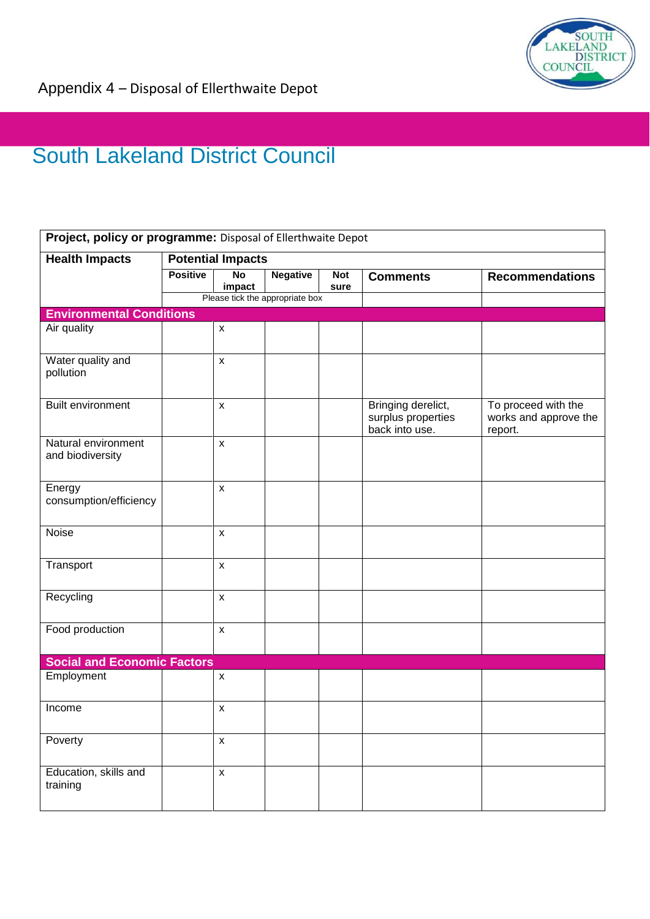Appendix 4 – Disposal of Ellerthwaite Depot

# South Lakeland District Council

| **Project, policy or programme:** Disposal of Ellerthwaite Depot | | | | | | |
|---|---|---|---|---|---|---|
| **Health Impacts** | **Potential Impacts** | | | | | |
| | **Positive** | **No impact** | **Negative** | **Not sure** | **Comments** | **Recommendations** |
| | Please tick the appropriate box | | | | | |
| **Environmental Conditions** | | | | | | |
| Air quality | | x | | | | |
| Water quality and pollution | | x | | | | |
| Built environment | | x | | | Bringing derelict, surplus properties back into use. | To proceed with the works and approve the report. |
| Natural environment and biodiversity | | x | | | | |
| Energy consumption/efficiency | | x | | | | |
| Noise | | x | | | | |
| Transport | | x | | | | |
| Recycling | | x | | | | |
| Food production | | x | | | | |
| **Social and Economic Factors** | | | | | | |
| Employment | | x | | | | |
| Income | | x | | | | |
| Poverty | | x | | | | |
| Education, skills and training | | x | | | | |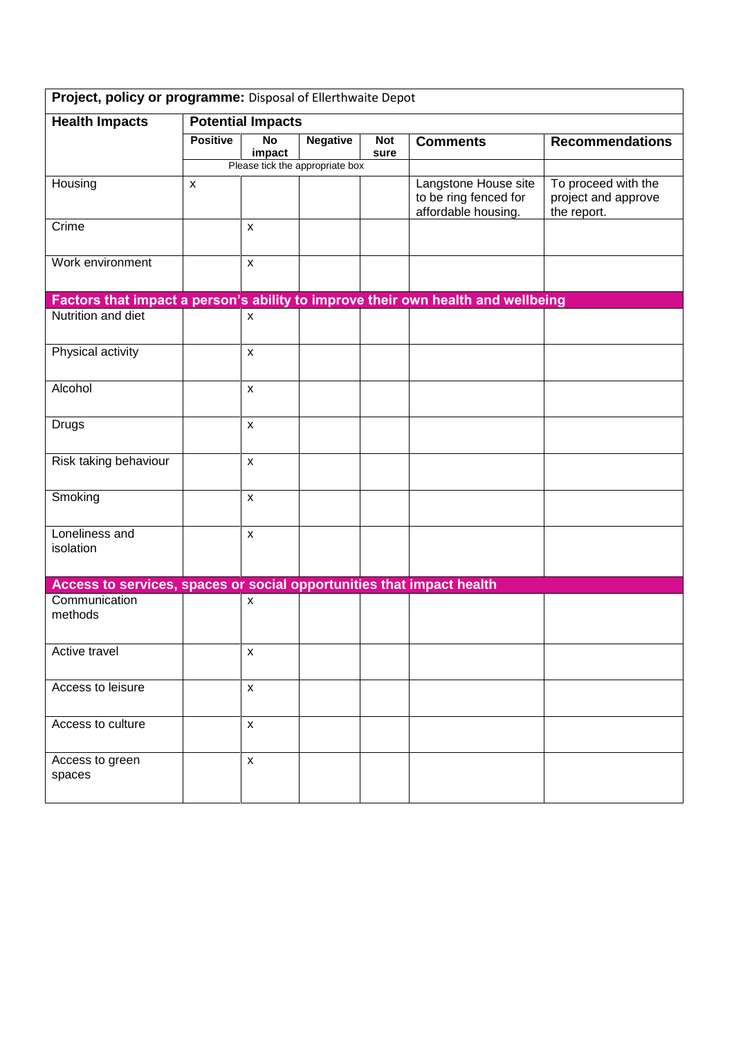| **Project, policy or programme:** Disposal of Ellerthwaite Depot | | | | | | |
|---|---|---|---|---|---|---|
| **Health Impacts** | **Potential Impacts** | | | | | |
| | **Positive** | **No impact** | **Negative** | **Not sure** | **Comments** | **Recommendations** |
| | Please tick the appropriate box | | | | | |
| Housing | x | | | | Langstone House site to be ring fenced for affordable housing. | To proceed with the project and approve the report. |
| Crime | | x | | | | |
| Work environment | | x | | | | |
| **Factors that impact a person's ability to improve their own health and wellbeing** | | | | | | |
| Nutrition and diet | | x | | | | |
| Physical activity | | x | | | | |
| Alcohol | | x | | | | |
| Drugs | | x | | | | |
| Risk taking behaviour | | x | | | | |
| Smoking | | x | | | | |
| Loneliness and isolation | | x | | | | |
| **Access to services, spaces or social opportunities that impact health** | | | | | | |
| Communication methods | | x | | | | |
| Active travel | | x | | | | |
| Access to leisure | | x | | | | |
| Access to culture | | x | | | | |
| Access to green spaces | | x | | | | |